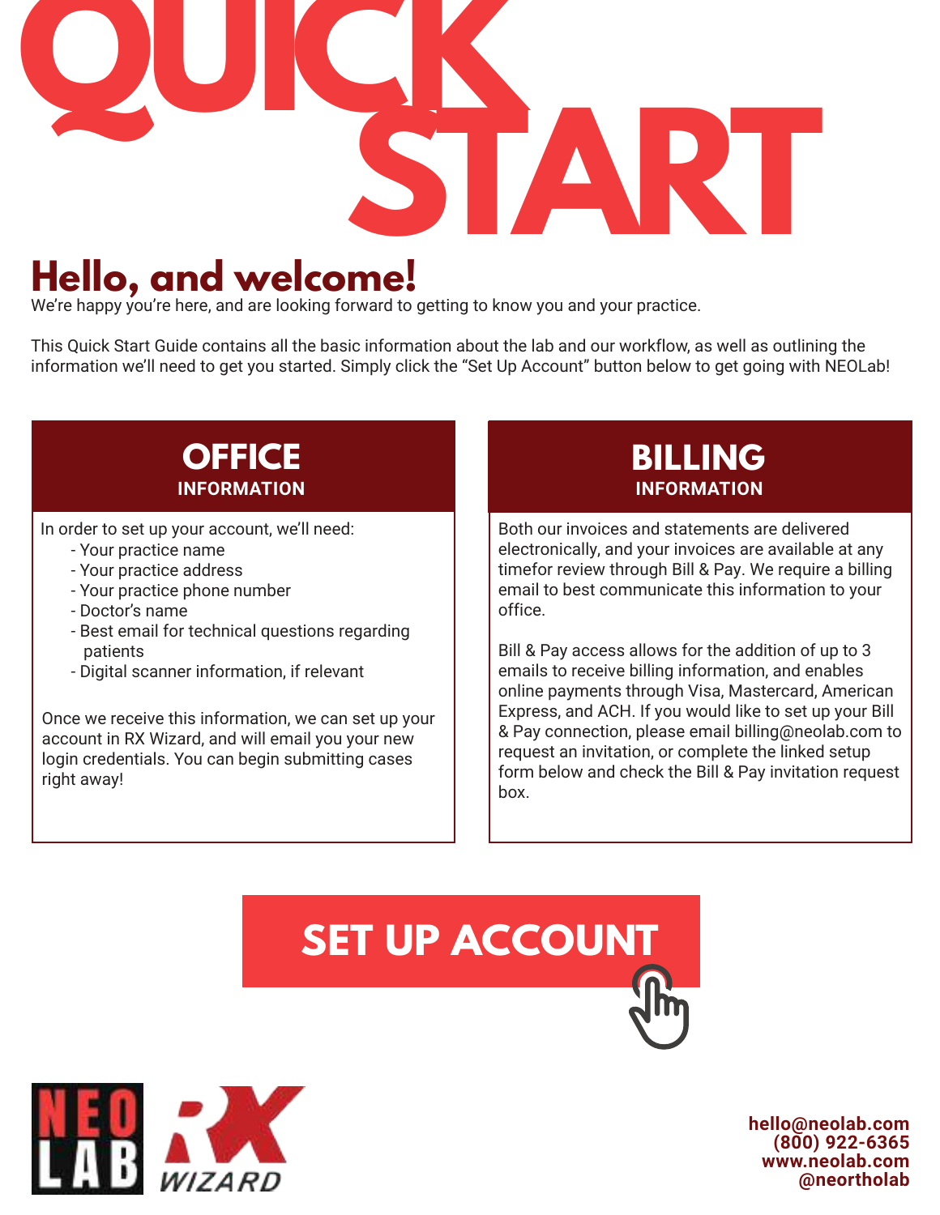# QUICK START

## Hello, and welcome!

We're happy you're here, and are looking forward to getting to know you and your practice.

This Quick Start Guide contains all the basic information about the lab and our workflow, as well as outlining the information we'll need to get you started. Simply click the "Set Up Account" button below to get going with NEOLab!

## OFFICE INFORMATION

In order to set up your account, we'll need:

- Your practice name
- Your practice address
- Your practice phone number
- Doctor's name
- Best email for technical questions regarding patients
- Digital scanner information, if relevant

Once we receive this information, we can set up your account in RX Wizard, and will email you your new login credentials. You can begin submitting cases right away!

## BILLING INFORMATION

Both our invoices and statements are delivered electronically, and your invoices are available at any timefor review through Bill & Pay. We require a billing email to best communicate this information to your office.

Bill & Pay access allows for the addition of up to 3 emails to receive billing information, and enables online payments through Visa, Mastercard, American Express, and ACH. If you would like to set up your Bill & Pay connection, please email billing@neolab.com to request an invitation, or complete the linked setup form below and check the Bill & Pay invitation request box.

**SET UP ACCOUNT**

NEO LAB | RX WIZARD

hello@neolab.com
(800) 922-6365
www.neolab.com
@neortholab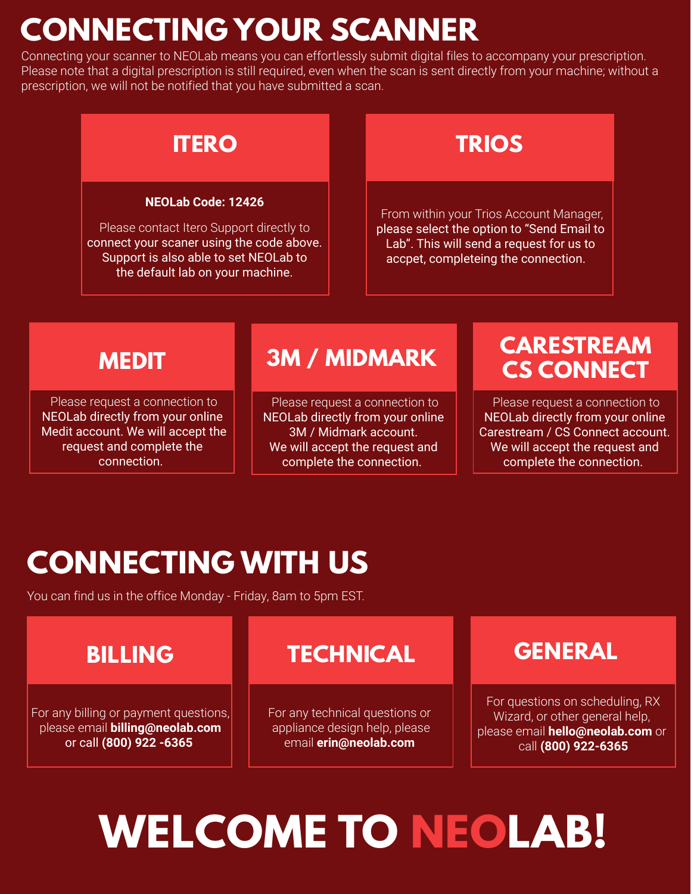# CONNECTING YOUR SCANNER

Connecting your scanner to NEOLab means you can effortlessly submit digital files to accompany your prescription. Please note that a digital prescription is still required, even when the scan is sent directly from your machine; without a prescription, we will not be notified that you have submitted a scan.

## ITERO

**NEOLab Code: 12426**

Please contact Itero Support directly to connect your scaner using the code above. Support is also able to set NEOLab to the default lab on your machine.

## TRIOS

From within your Trios Account Manager, please select the option to “Send Email to Lab”. This will send a request for us to accpet, completeing the connection.

## MEDIT

Please request a connection to NEOLab directly from your online Medit account. We will accept the request and complete the connection.

## 3M / MIDMARK

Please request a connection to NEOLab directly from your online 3M / Midmark account. We will accept the request and complete the connection.

## CARESTREAM CS CONNECT

Please request a connection to NEOLab directly from your online Carestream / CS Connect account. We will accept the request and complete the connection.

# CONNECTING WITH US

You can find us in the office Monday - Friday, 8am to 5pm EST.

## BILLING

For any billing or payment questions, please email **billing@neolab.com** or call **(800) 922 -6365**

## TECHNICAL

For any technical questions or appliance design help, please email **erin@neolab.com**

## GENERAL

For questions on scheduling, RX Wizard, or other general help, please email **hello@neolab.com** or call **(800) 922-6365**

# WELCOME TO NEOLAB!